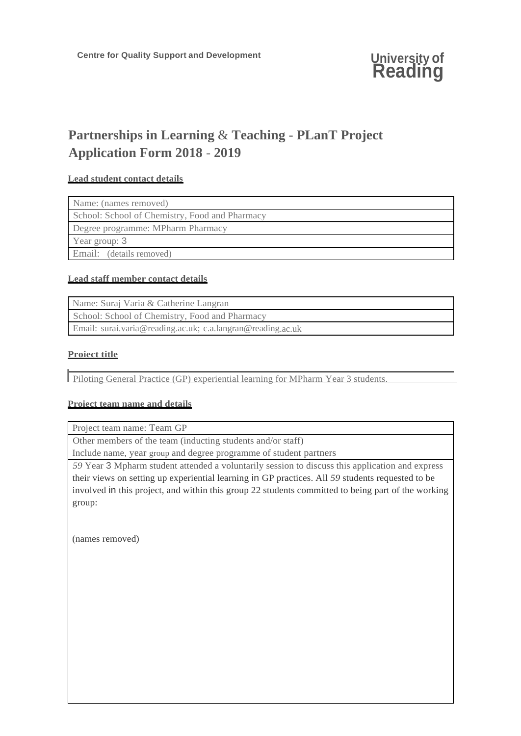Centre for Quality Support and Development

University of Reading

# Partnerships in Learning & Teaching - PLanT Project Application Form 2018 - 2019

**Lead student contact details**

| Name: (names removed) |
|---|
| School: School of Chemistry, Food and Pharmacy |
| Degree programme: MPharm Pharmacy |
| Year group: 3 |
| Email: (details removed) |

**Lead staff member contact details**

| Name: Suraj Varia & Catherine Langran |
|---|
| School: School of Chemistry, Food and Pharmacy |
| Email: surai.varia@reading.ac.uk; c.a.langran@reading.ac.uk |

**Proiect title**

Piloting General Practice (GP) experiential learning for MPharm Year 3 students.

**Proiect team name and details**

| Project team name: Team GP |
|---|
| Other members of the team (inducting students and/or staff) Include name, year group and degree programme of student partners |
| *59* Year 3 Mpharm student attended a voluntarily session to discuss this application and express their views on setting up experiential learning in GP practices. All *59* students requested to be involved in this project, and within this group 22 students committed to being part of the working group: (names removed) |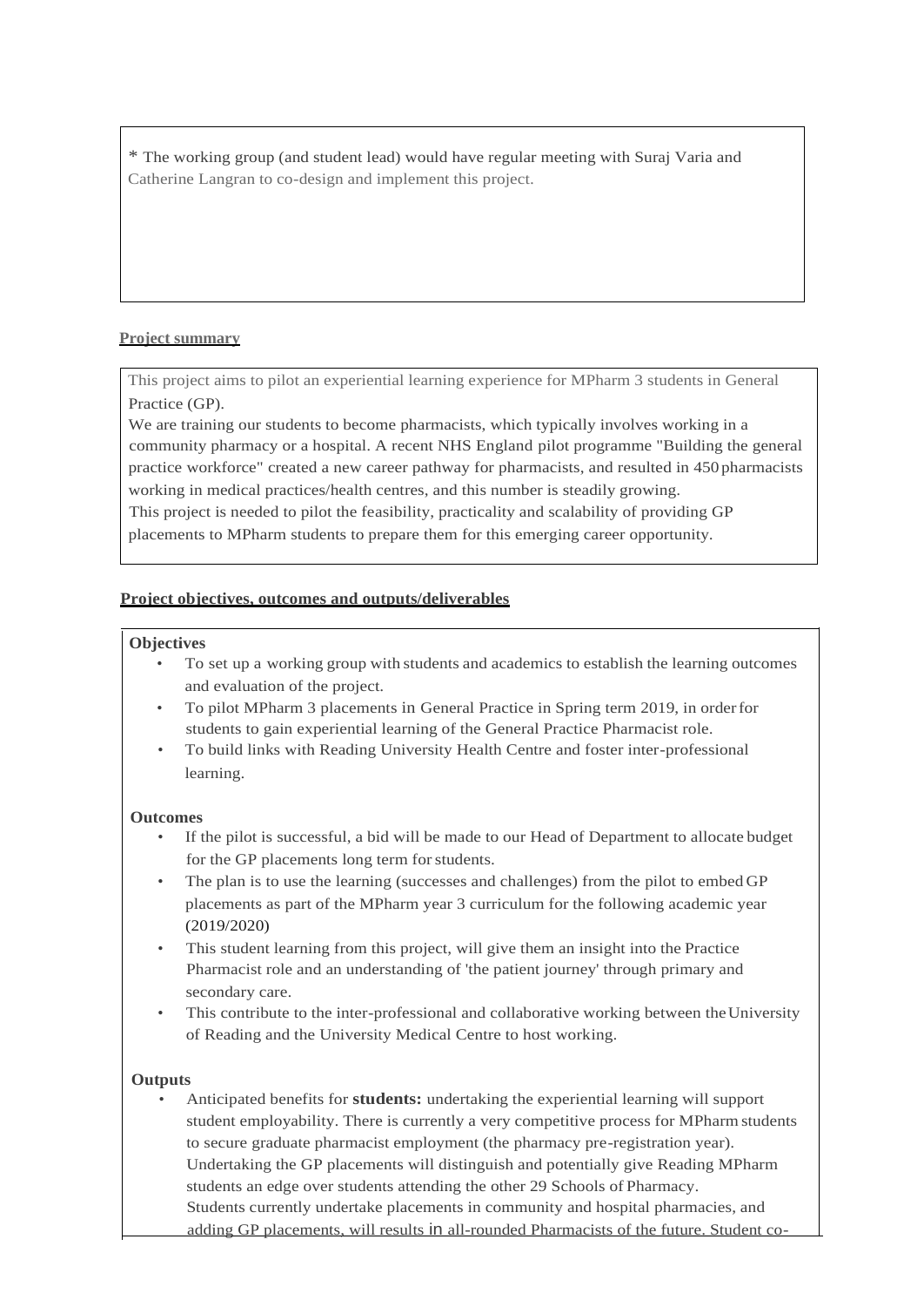* The working group (and student lead) would have regular meeting with Suraj Varia and Catherine Langran to co-design and implement this project.

**Project summary**

This project aims to pilot an experiential learning experience for MPharm 3 students in General Practice (GP).
We are training our students to become pharmacists, which typically involves working in a community pharmacy or a hospital. A recent NHS England pilot programme "Building the general practice workforce" created a new career pathway for pharmacists, and resulted in 450 pharmacists working in medical practices/health centres, and this number is steadily growing.
This project is needed to pilot the feasibility, practicality and scalability of providing GP placements to MPharm students to prepare them for this emerging career opportunity.

**Project objectives, outcomes and outputs/deliverables**

**Objectives**

- To set up a working group with students and academics to establish the learning outcomes and evaluation of the project.
- To pilot MPharm 3 placements in General Practice in Spring term 2019, in order for students to gain experiential learning of the General Practice Pharmacist role.
- To build links with Reading University Health Centre and foster inter-professional learning.

**Outcomes**

- If the pilot is successful, a bid will be made to our Head of Department to allocate budget for the GP placements long term for students.
- The plan is to use the learning (successes and challenges) from the pilot to embed GP placements as part of the MPharm year 3 curriculum for the following academic year (2019/2020)
- This student learning from this project, will give them an insight into the Practice Pharmacist role and an understanding of 'the patient journey' through primary and secondary care.
- This contribute to the inter-professional and collaborative working between the University of Reading and the University Medical Centre to host working.

**Outputs**

- Anticipated benefits for **students:** undertaking the experiential learning will support student employability. There is currently a very competitive process for MPharm students to secure graduate pharmacist employment (the pharmacy pre-registration year). Undertaking the GP placements will distinguish and potentially give Reading MPharm students an edge over students attending the other 29 Schools of Pharmacy.
  Students currently undertake placements in community and hospital pharmacies, and adding GP placements, will results in all-rounded Pharmacists of the future. Student co-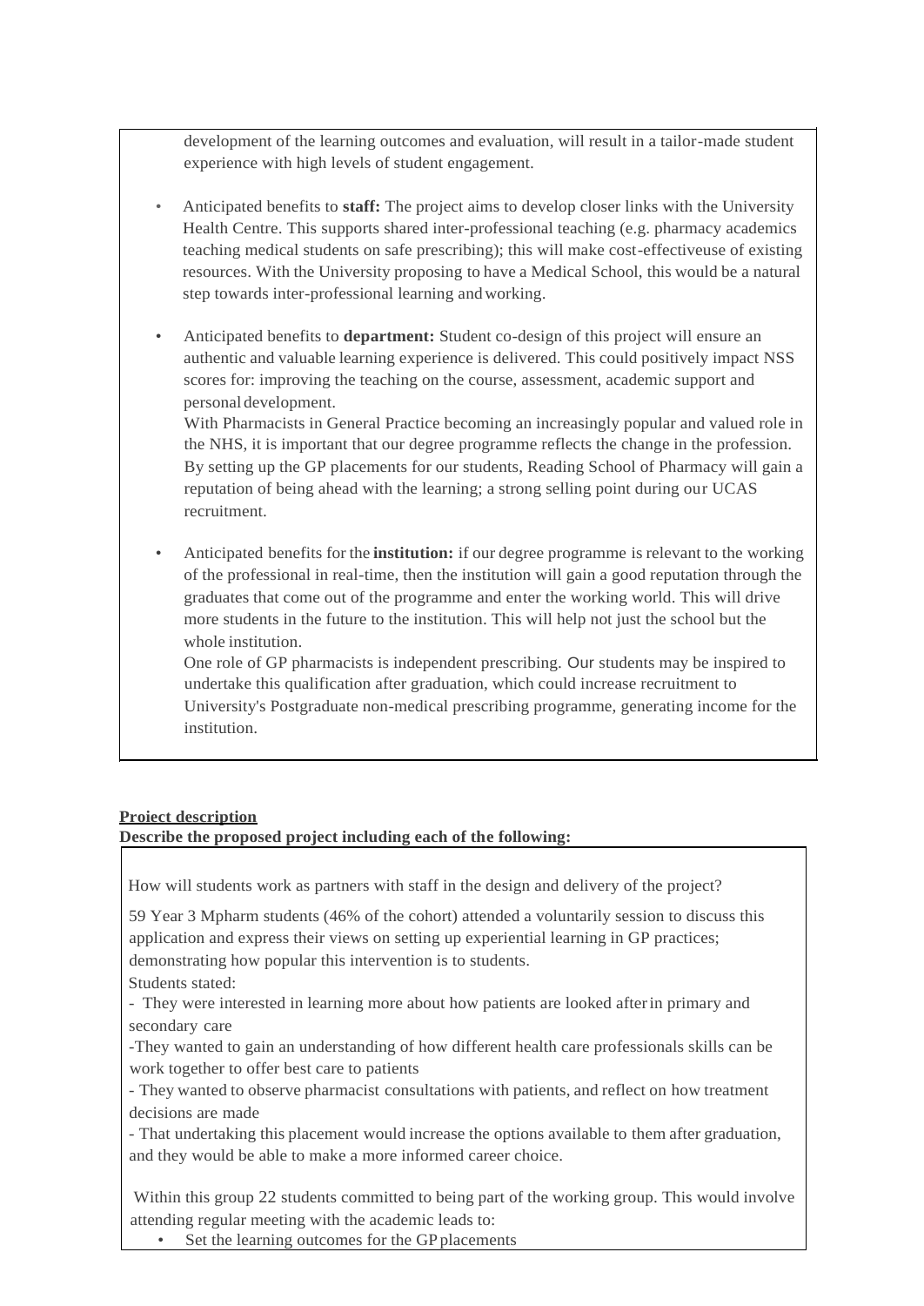development of the learning outcomes and evaluation, will result in a tailor-made student experience with high levels of student engagement.

- Anticipated benefits to **staff:** The project aims to develop closer links with the University Health Centre. This supports shared inter-professional teaching (e.g. pharmacy academics teaching medical students on safe prescribing); this will make cost-effectiveuse of existing resources. With the University proposing to have a Medical School, this would be a natural step towards inter-professional learning and working.

- Anticipated benefits to **department:** Student co-design of this project will ensure an authentic and valuable learning experience is delivered. This could positively impact NSS scores for: improving the teaching on the course, assessment, academic support and personal development.
  With Pharmacists in General Practice becoming an increasingly popular and valued role in the NHS, it is important that our degree programme reflects the change in the profession. By setting up the GP placements for our students, Reading School of Pharmacy will gain a reputation of being ahead with the learning; a strong selling point during our UCAS recruitment.

- Anticipated benefits for the **institution:** if our degree programme is relevant to the working of the professional in real-time, then the institution will gain a good reputation through the graduates that come out of the programme and enter the working world. This will drive more students in the future to the institution. This will help not just the school but the whole institution.
  One role of GP pharmacists is independent prescribing. Our students may be inspired to undertake this qualification after graduation, which could increase recruitment to University's Postgraduate non-medical prescribing programme, generating income for the institution.

**Project description**

**Describe the proposed project including each of the following:**

How will students work as partners with staff in the design and delivery of the project?

59 Year 3 Mpharm students (46% of the cohort) attended a voluntarily session to discuss this application and express their views on setting up experiential learning in GP practices; demonstrating how popular this intervention is to students.

Students stated:

- They were interested in learning more about how patients are looked after in primary and secondary care
- They wanted to gain an understanding of how different health care professionals skills can be work together to offer best care to patients
- They wanted to observe pharmacist consultations with patients, and reflect on how treatment decisions are made
- That undertaking this placement would increase the options available to them after graduation, and they would be able to make a more informed career choice.

Within this group 22 students committed to being part of the working group. This would involve attending regular meeting with the academic leads to:

- Set the learning outcomes for the GP placements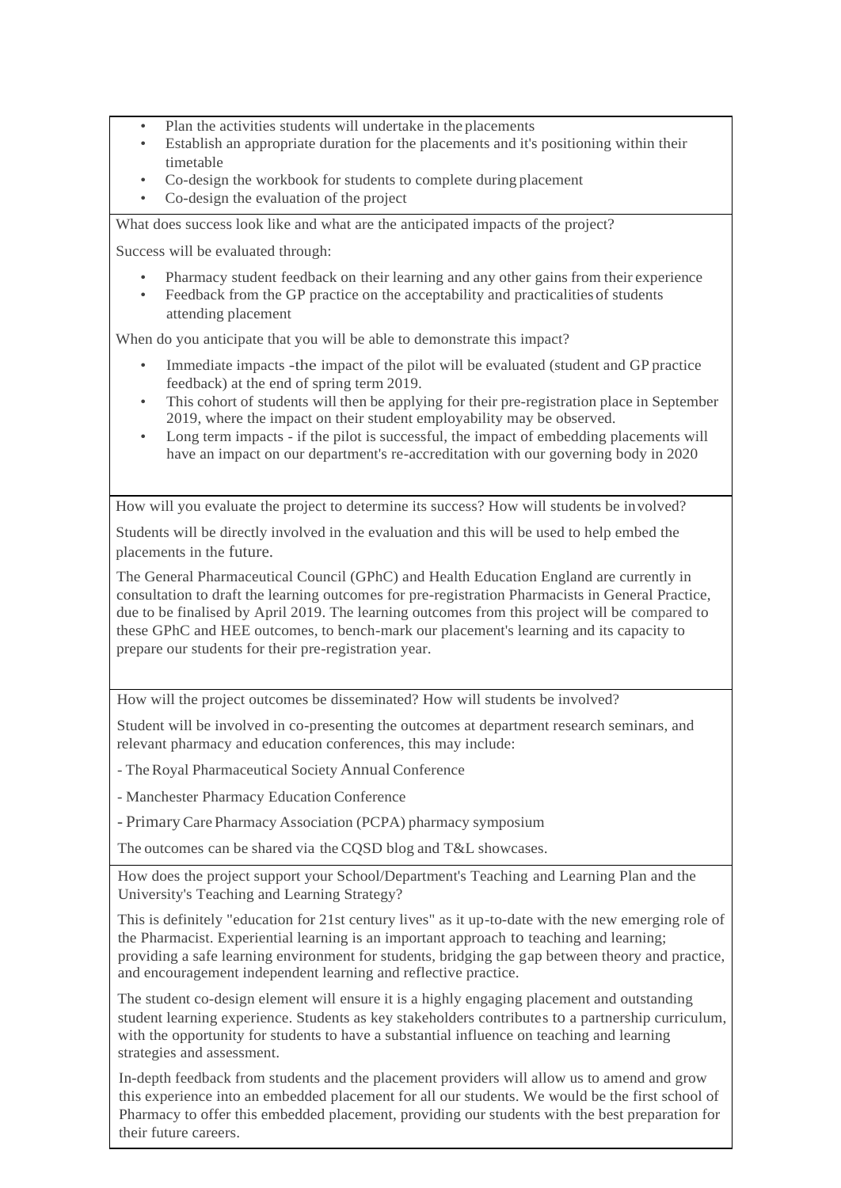- Plan the activities students will undertake in the placements
- Establish an appropriate duration for the placements and it's positioning within their timetable
- Co-design the workbook for students to complete during placement
- Co-design the evaluation of the project

What does success look like and what are the anticipated impacts of the project?

Success will be evaluated through:

- Pharmacy student feedback on their learning and any other gains from their experience
- Feedback from the GP practice on the acceptability and practicalities of students attending placement

When do you anticipate that you will be able to demonstrate this impact?

- Immediate impacts -the impact of the pilot will be evaluated (student and GP practice feedback) at the end of spring term 2019.
- This cohort of students will then be applying for their pre-registration place in September 2019, where the impact on their student employability may be observed.
- Long term impacts - if the pilot is successful, the impact of embedding placements will have an impact on our department's re-accreditation with our governing body in 2020

How will you evaluate the project to determine its success? How will students be involved?

Students will be directly involved in the evaluation and this will be used to help embed the placements in the future.

The General Pharmaceutical Council (GPhC) and Health Education England are currently in consultation to draft the learning outcomes for pre-registration Pharmacists in General Practice, due to be finalised by April 2019. The learning outcomes from this project will be compared to these GPhC and HEE outcomes, to bench-mark our placement's learning and its capacity to prepare our students for their pre-registration year.

How will the project outcomes be disseminated? How will students be involved?

Student will be involved in co-presenting the outcomes at department research seminars, and relevant pharmacy and education conferences, this may include:

- The Royal Pharmaceutical Society Annual Conference
- Manchester Pharmacy Education Conference
- Primary Care Pharmacy Association (PCPA) pharmacy symposium

The outcomes can be shared via the CQSD blog and T&L showcases.

How does the project support your School/Department's Teaching and Learning Plan and the University's Teaching and Learning Strategy?

This is definitely "education for 21st century lives" as it up-to-date with the new emerging role of the Pharmacist. Experiential learning is an important approach to teaching and learning; providing a safe learning environment for students, bridging the gap between theory and practice, and encouragement independent learning and reflective practice.

The student co-design element will ensure it is a highly engaging placement and outstanding student learning experience. Students as key stakeholders contributes to a partnership curriculum, with the opportunity for students to have a substantial influence on teaching and learning strategies and assessment.

In-depth feedback from students and the placement providers will allow us to amend and grow this experience into an embedded placement for all our students. We would be the first school of Pharmacy to offer this embedded placement, providing our students with the best preparation for their future careers.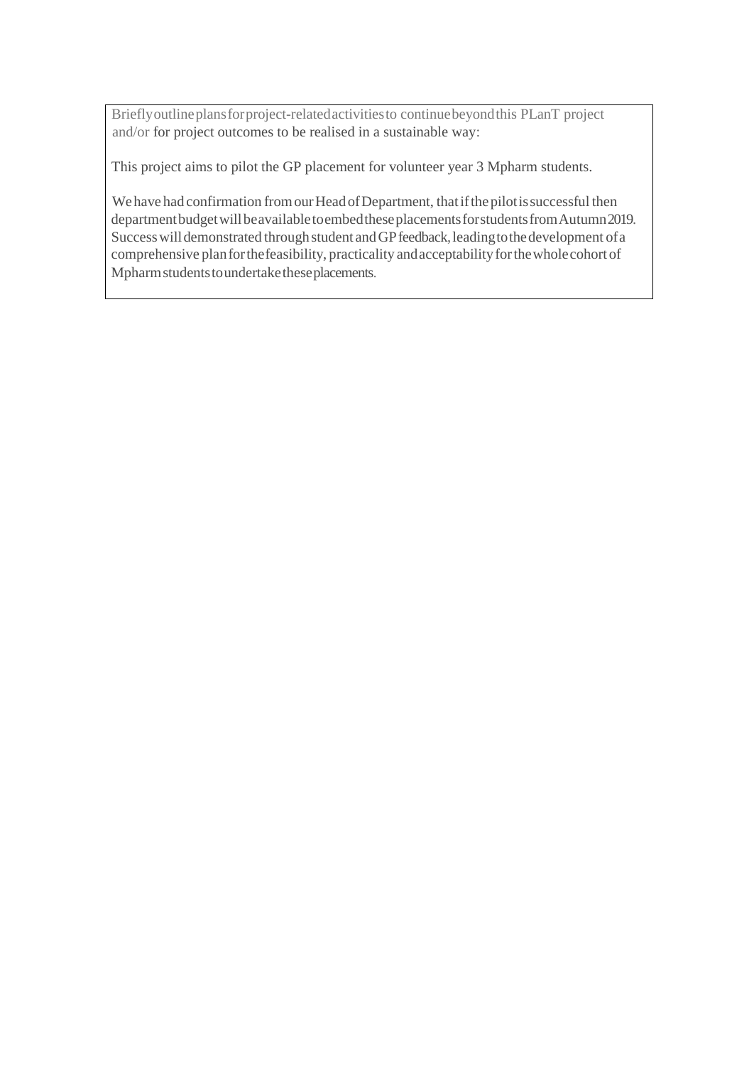Briefly outline plans for project-related activities to continue beyond this PLanT project and/or for project outcomes to be realised in a sustainable way:

This project aims to pilot the GP placement for volunteer year 3 Mpharm students.

We have had confirmation from our Head of Department, that if the pilot is successful then department budget will be available to embed these placements for students from Autumn 2019. Success will demonstrated through student and GP feedback, leading to the development of a comprehensive plan for the feasibility, practicality and acceptability for the whole cohort of Mpharm students to undertake these placements.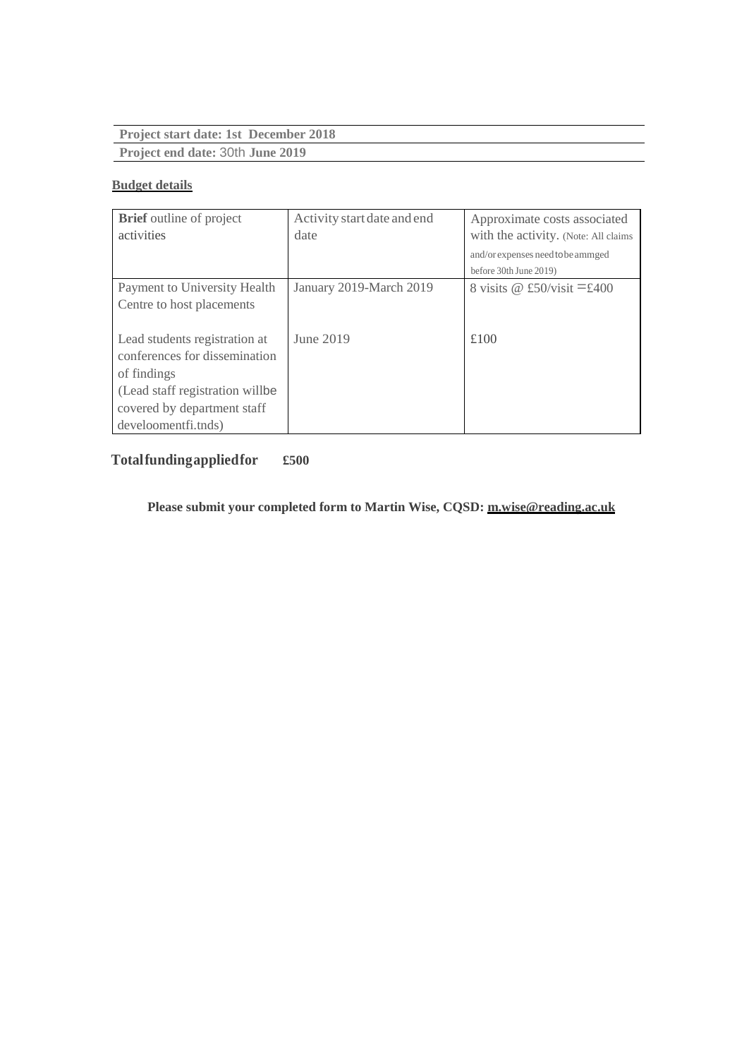**Project start date: 1st December 2018**

**Project end date:** 30th **June 2019**

**Budget details**

| **Brief** outline of project activities | Activity start date and end date | Approximate costs associated with the activity. (Note: All claims and/or expenses need to be ammged before 30th June 2019) |
|---|---|---|
| Payment to University Health Centre to host placements | January 2019-March 2019 | 8 visits @ £50/visit =£400 |
| Lead students registration at conferences for dissemination of findings (Lead staff registration willbe covered by department staff develoomentfi.tnds) | June 2019 | £100 |

**Totalfundingappliedfor £500**

**Please submit your completed form to Martin Wise, CQSD: m.wise@reading.ac.uk**